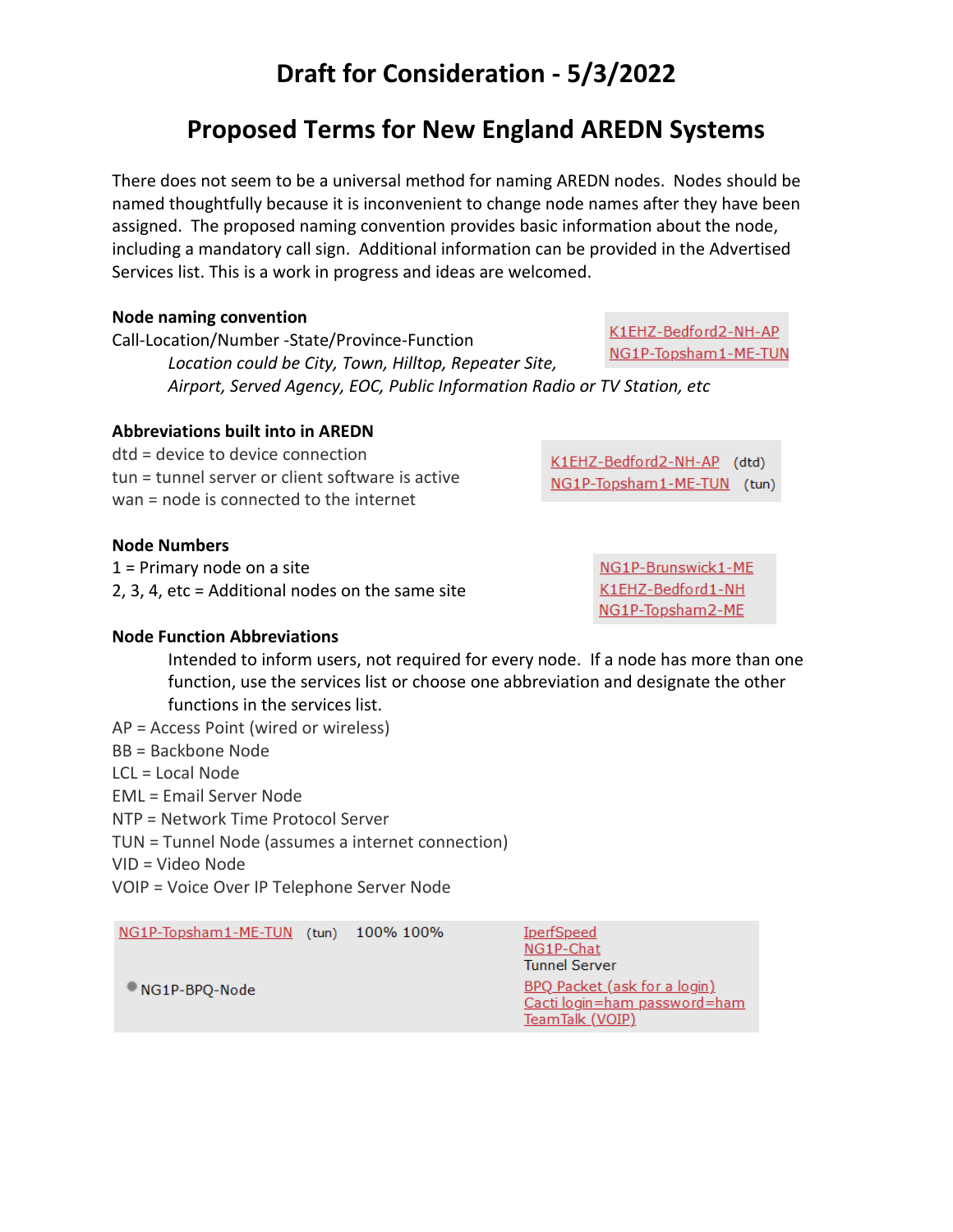# Draft for Consideration - 5/3/2022

# Proposed Terms for New England AREDN Systems

There does not seem to be a universal method for naming AREDN nodes. Nodes should be named thoughtfully because it is inconvenient to change node names after they have been assigned. The proposed naming convention provides basic information about the node, including a mandatory call sign. Additional information can be provided in the Advertised Services list. This is a work in progress and ideas are welcomed.

**Node naming convention**

Call-Location/Number -State/Province-Function

*Location could be City, Town, Hilltop, Repeater Site, Airport, Served Agency, EOC, Public Information Radio or TV Station, etc*

K1EHZ-Bedford2-NH-AP
NG1P-Topsham1-ME-TUN

**Abbreviations built into in AREDN**

dtd = device to device connection
tun = tunnel server or client software is active
wan = node is connected to the internet

K1EHZ-Bedford2-NH-AP (dtd)
NG1P-Topsham1-ME-TUN (tun)

**Node Numbers**

1 = Primary node on a site
2, 3, 4, etc = Additional nodes on the same site

NG1P-Brunswick1-ME
K1EHZ-Bedford1-NH
NG1P-Topsham2-ME

**Node Function Abbreviations**

Intended to inform users, not required for every node. If a node has more than one function, use the services list or choose one abbreviation and designate the other functions in the services list.

AP = Access Point (wired or wireless)
BB = Backbone Node
LCL = Local Node
EML = Email Server Node
NTP = Network Time Protocol Server
TUN = Tunnel Node (assumes a internet connection)
VID = Video Node
VOIP = Voice Over IP Telephone Server Node

| | | | |
|---|---|---|---|
| NG1P-Topsham1-ME-TUN | (tun) | 100% 100% | IperfSpeed<br>NG1P-Chat<br>Tunnel Server |
| NG1P-BPQ-Node | | | BPQ Packet (ask for a login)<br>Cacti login=ham password=ham<br>TeamTalk (VOIP) |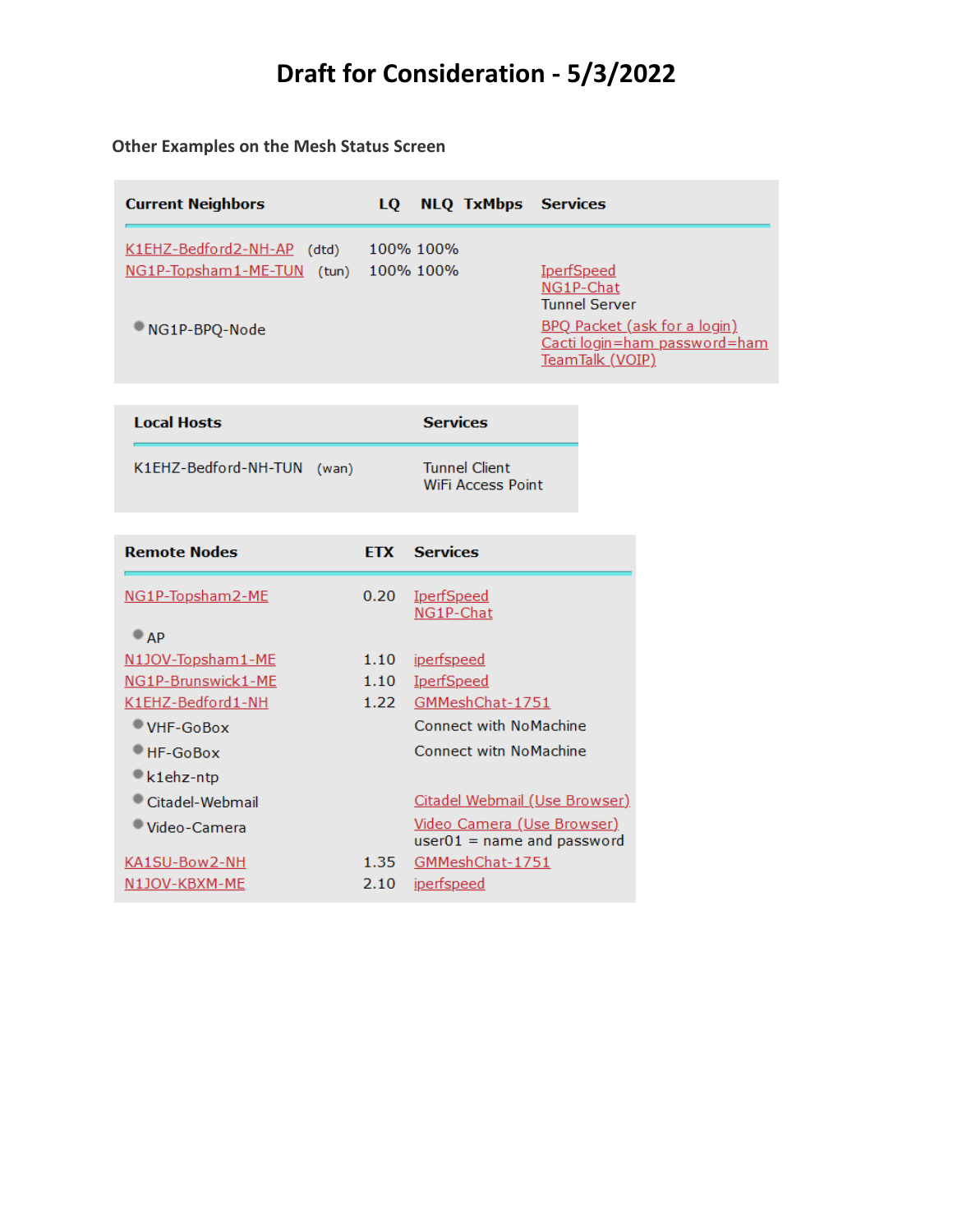# Draft for Consideration - 5/3/2022

### Other Examples on the Mesh Status Screen

| Current Neighbors | | LQ | NLQ | TxMbps | Services |
|---|---|---|---|---|---|
| K1EHZ-Bedford2-NH-AP | (dtd) | 100% | 100% | | |
| NG1P-Topsham1-ME-TUN | (tun) | 100% | 100% | | IperfSpeed<br>NG1P-Chat<br>Tunnel Server |
| • NG1P-BPQ-Node | | | | | BPQ Packet (ask for a login)<br>Cacti login=ham password=ham<br>TeamTalk (VOIP) |

| Local Hosts | | Services |
|---|---|---|
| K1EHZ-Bedford-NH-TUN | (wan) | Tunnel Client<br>WiFi Access Point |

| Remote Nodes | ETX | Services |
|---|---|---|
| NG1P-Topsham2-ME | 0.20 | IperfSpeed<br>NG1P-Chat |
| • AP | | |
| N1JOV-Topsham1-ME | 1.10 | iperfspeed |
| NG1P-Brunswick1-ME | 1.10 | IperfSpeed |
| K1EHZ-Bedford1-NH | 1.22 | GMMeshChat-1751 |
| • VHF-GoBox | | Connect with NoMachine |
| • HF-GoBox | | Connect witn NoMachine |
| • k1ehz-ntp | | |
| • Citadel-Webmail | | Citadel Webmail (Use Browser) |
| • Video-Camera | | Video Camera (Use Browser)<br>user01 = name and password |
| KA1SU-Bow2-NH | 1.35 | GMMeshChat-1751 |
| N1JOV-KBXM-ME | 2.10 | iperfspeed |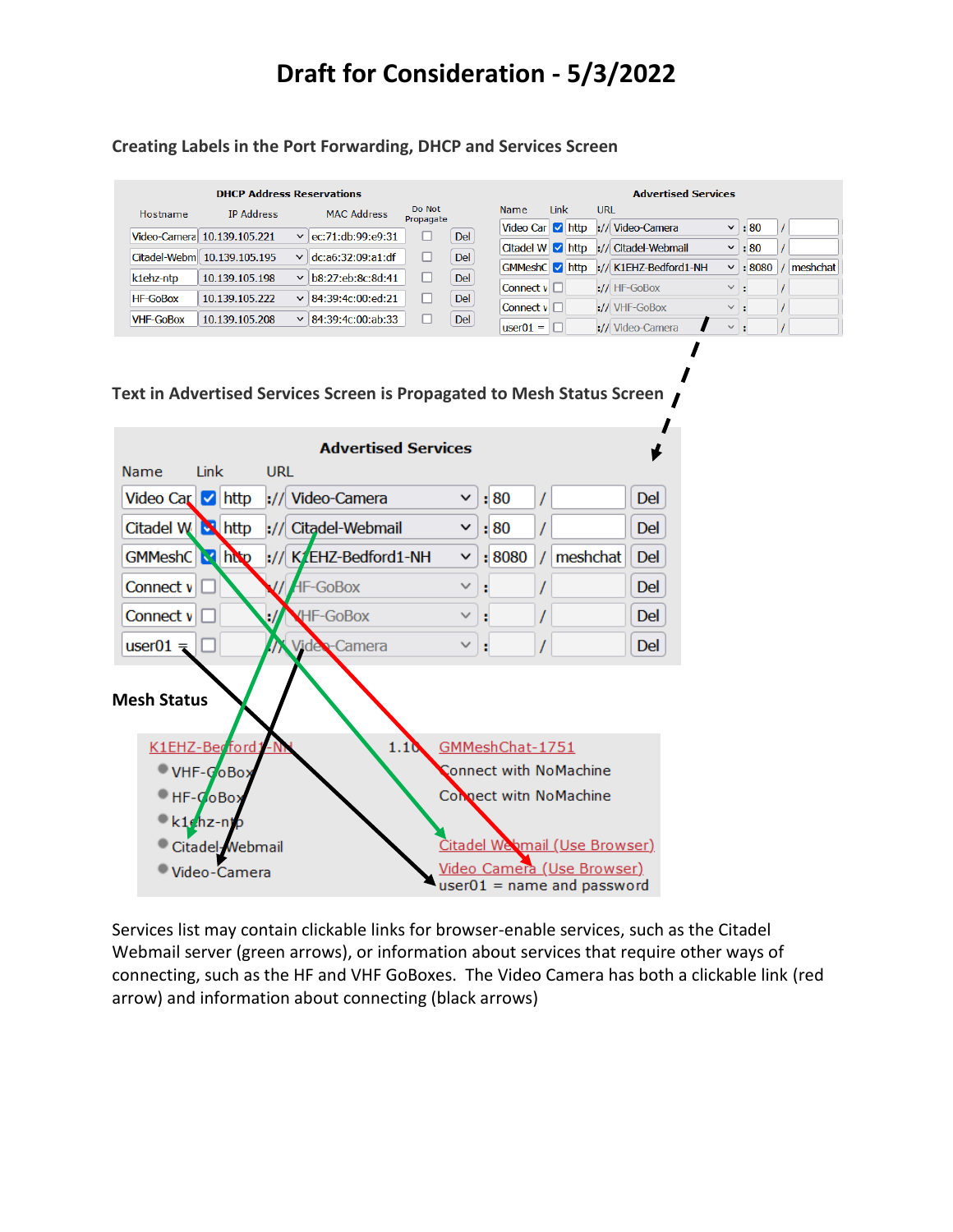# Draft for Consideration - 5/3/2022

**Creating Labels in the Port Forwarding, DHCP and Services Screen**

**DHCP Address Reservations**

| Hostname | IP Address | MAC Address | Do Not Propagate | |
|---|---|---|---|---|
| Video-Camera | 10.139.105.221 | ec:71:db:99:e9:31 | ☐ | Del |
| Citadel-Webm | 10.139.105.195 | dc:a6:32:09:a1:df | ☐ | Del |
| k1ehz-ntp | 10.139.105.198 | b8:27:eb:8c:8d:41 | ☐ | Del |
| HF-GoBox | 10.139.105.222 | 84:39:4c:00:ed:21 | ☐ | Del |
| VHF-GoBox | 10.139.105.208 | 84:39:4c:00:ab:33 | ☐ | Del |

**Text in Advertised Services Screen is Propagated to Mesh Status Screen**

**Advertised Services**

| Name | Link | URL | | | | |
|---|---|---|---|---|---|---|
| Video Car | ☑ | http | :// Video-Camera | :80 | / | Del |
| Citadel W | ☑ | http | :// Citadel-Webmail | :80 | / | Del |
| GMMeshC | ☑ | http | :// K1EHZ-Bedford1-NH | :8080 | / meshchat | Del |
| Connect v | ☐ | | :// HF-GoBox | : | / | Del |
| Connect v | ☐ | | :// VHF-GoBox | : | / | Del |
| user01 = | ☐ | | :// Video-Camera | : | / | Del |

**Mesh Status**

K1EHZ-Bedford1-NH
- VHF-GoBox
- HF-GoBox
- k1ehz-ntp
- Citadel-Webmail
- Video-Camera

1.10

GMMeshChat-1751
Connect with NoMachine
Connect witn NoMachine
Citadel Webmail (Use Browser)
Video Camera (Use Browser)
user01 = name and password

Services list may contain clickable links for browser-enable services, such as the Citadel Webmail server (green arrows), or information about services that require other ways of connecting, such as the HF and VHF GoBoxes. The Video Camera has both a clickable link (red arrow) and information about connecting (black arrows)